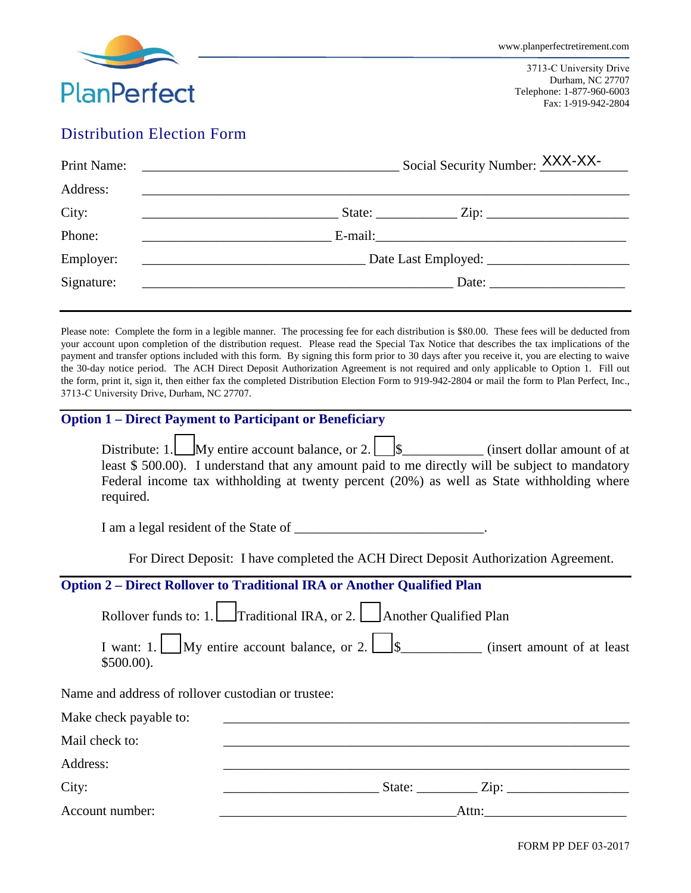PlanPerfect

www.planperfectretirement.com

3713-C University Drive
Durham, NC 27707
Telephone: 1-877-960-6003
Fax: 1-919-942-2804

# Distribution Election Form

Print Name: ______________________________________ Social Security Number: XXX-XX-____

Address: ______________________________________________________________________

City: _____________________________ State: ____________ Zip: ____________________

Phone: ____________________________ E-mail:______________________________________

Employer: _________________________________ Date Last Employed: ____________________

Signature: _______________________________________________ Date: ___________________

---

Please note: Complete the form in a legible manner. The processing fee for each distribution is $80.00. These fees will be deducted from your account upon completion of the distribution request. Please read the Special Tax Notice that describes the tax implications of the payment and transfer options included with this form. By signing this form prior to 30 days after you receive it, you are electing to waive the 30-day notice period. The ACH Direct Deposit Authorization Agreement is not required and only applicable to Option 1. Fill out the form, print it, sign it, then either fax the completed Distribution Election Form to 919-942-2804 or mail the form to Plan Perfect, Inc., 3713-C University Drive, Durham, NC 27707.

## Option 1 – Direct Payment to Participant or Beneficiary

Distribute: 1. ☐ My entire account balance, or 2. ☐ $___________ (insert dollar amount of at least $ 500.00). I understand that any amount paid to me directly will be subject to mandatory Federal income tax withholding at twenty percent (20%) as well as State withholding where required.

I am a legal resident of the State of ___________________________.

For Direct Deposit: I have completed the ACH Direct Deposit Authorization Agreement.

## Option 2 – Direct Rollover to Traditional IRA or Another Qualified Plan

Rollover funds to: 1. ☐ Traditional IRA, or 2. ☐ Another Qualified Plan

I want: 1. ☐ My entire account balance, or 2. ☐ $___________ (insert amount of at least $500.00).

Name and address of rollover custodian or trustee:

Make check payable to: ____________________________________________________________

Mail check to: ____________________________________________________________

Address: ____________________________________________________________

City: _______________________ State: _________ Zip: __________________

Account number: ___________________________________Attn:_____________________

FORM PP DEF 03-2017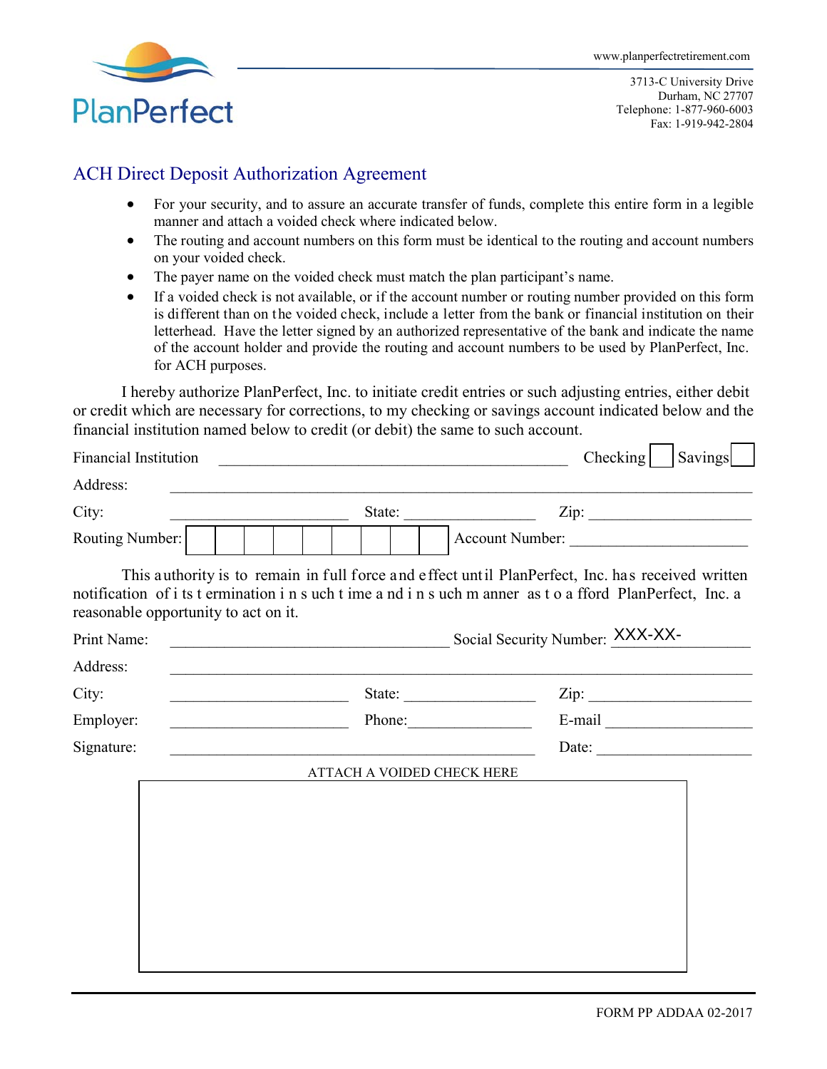PlanPerfect

www.planperfectretirement.com

3713-C University Drive
Durham, NC 27707
Telephone: 1-877-960-6003
Fax: 1-919-942-2804

## ACH Direct Deposit Authorization Agreement

- For your security, and to assure an accurate transfer of funds, complete this entire form in a legible manner and attach a voided check where indicated below.
- The routing and account numbers on this form must be identical to the routing and account numbers on your voided check.
- The payer name on the voided check must match the plan participant's name.
- If a voided check is not available, or if the account number or routing number provided on this form is different than on the voided check, include a letter from the bank or financial institution on their letterhead. Have the letter signed by an authorized representative of the bank and indicate the name of the account holder and provide the routing and account numbers to be used by PlanPerfect, Inc. for ACH purposes.

I hereby authorize PlanPerfect, Inc. to initiate credit entries or such adjusting entries, either debit or credit which are necessary for corrections, to my checking or savings account indicated below and the financial institution named below to credit (or debit) the same to such account.

Financial Institution \_\_\_\_\_\_\_\_\_\_\_\_\_\_\_\_\_\_\_\_\_\_\_\_\_\_\_\_\_\_\_\_\_\_\_\_\_\_\_\_\_\_ Checking ☐ Savings ☐

Address: \_\_\_\_\_\_\_\_\_\_\_\_\_\_\_\_\_\_\_\_\_\_\_\_\_\_\_\_\_\_\_\_\_\_\_\_\_\_\_\_\_\_\_\_\_\_\_\_\_\_\_\_\_\_\_\_\_\_\_\_\_\_\_\_

City: \_\_\_\_\_\_\_\_\_\_\_\_\_\_\_\_\_\_\_\_\_\_ State: \_\_\_\_\_\_\_\_\_\_\_\_\_\_\_\_ Zip: \_\_\_\_\_\_\_\_\_\_\_\_\_\_\_\_\_\_\_\_

Routing Number: ☐☐☐☐☐☐☐☐☐ Account Number: \_\_\_\_\_\_\_\_\_\_\_\_\_\_\_\_\_\_\_\_\_\_

This authority is to remain in full force and effect until PlanPerfect, Inc. has received written notification of its termination in such time and in such manner as to afford PlanPerfect, Inc. a reasonable opportunity to act on it.

Print Name: \_\_\_\_\_\_\_\_\_\_\_\_\_\_\_\_\_\_\_\_\_\_\_\_\_\_\_\_\_\_\_\_\_\_ Social Security Number: XXX-XX-\_\_\_\_\_\_\_\_\_\_

Address: \_\_\_\_\_\_\_\_\_\_\_\_\_\_\_\_\_\_\_\_\_\_\_\_\_\_\_\_\_\_\_\_\_\_\_\_\_\_\_\_\_\_\_\_\_\_\_\_\_\_\_\_\_\_\_\_\_\_\_\_\_\_\_\_

City: \_\_\_\_\_\_\_\_\_\_\_\_\_\_\_\_\_\_\_\_\_\_ State: \_\_\_\_\_\_\_\_\_\_\_\_\_\_\_\_ Zip: \_\_\_\_\_\_\_\_\_\_\_\_\_\_\_\_\_\_\_\_

Employer: \_\_\_\_\_\_\_\_\_\_\_\_\_\_\_\_\_\_\_\_\_\_ Phone: \_\_\_\_\_\_\_\_\_\_\_\_\_\_\_\_ E-mail \_\_\_\_\_\_\_\_\_\_\_\_\_\_\_\_\_\_\_

Signature: \_\_\_\_\_\_\_\_\_\_\_\_\_\_\_\_\_\_\_\_\_\_\_\_\_\_\_\_\_\_\_\_\_\_\_\_\_\_\_\_\_\_\_\_ Date: \_\_\_\_\_\_\_\_\_\_\_\_\_\_\_\_\_\_\_\_

ATTACH A VOIDED CHECK HERE

FORM PP ADDAA 02-2017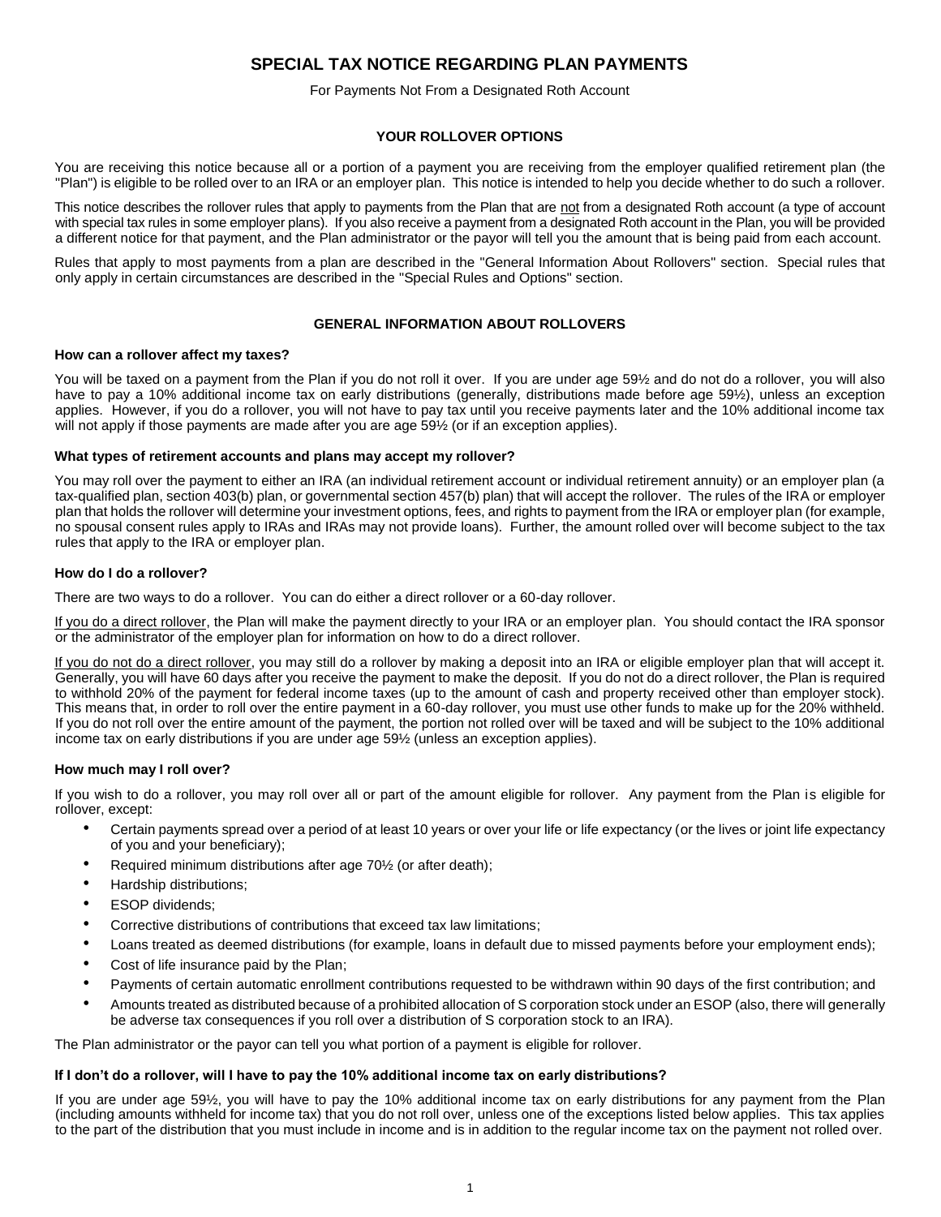# SPECIAL TAX NOTICE REGARDING PLAN PAYMENTS

For Payments Not From a Designated Roth Account

## YOUR ROLLOVER OPTIONS

You are receiving this notice because all or a portion of a payment you are receiving from the employer qualified retirement plan (the "Plan") is eligible to be rolled over to an IRA or an employer plan. This notice is intended to help you decide whether to do such a rollover.

This notice describes the rollover rules that apply to payments from the Plan that are not from a designated Roth account (a type of account with special tax rules in some employer plans). If you also receive a payment from a designated Roth account in the Plan, you will be provided a different notice for that payment, and the Plan administrator or the payor will tell you the amount that is being paid from each account.

Rules that apply to most payments from a plan are described in the "General Information About Rollovers" section. Special rules that only apply in certain circumstances are described in the "Special Rules and Options" section.

## GENERAL INFORMATION ABOUT ROLLOVERS

### How can a rollover affect my taxes?

You will be taxed on a payment from the Plan if you do not roll it over. If you are under age 59½ and do not do a rollover, you will also have to pay a 10% additional income tax on early distributions (generally, distributions made before age 59½), unless an exception applies. However, if you do a rollover, you will not have to pay tax until you receive payments later and the 10% additional income tax will not apply if those payments are made after you are age 59½ (or if an exception applies).

### What types of retirement accounts and plans may accept my rollover?

You may roll over the payment to either an IRA (an individual retirement account or individual retirement annuity) or an employer plan (a tax-qualified plan, section 403(b) plan, or governmental section 457(b) plan) that will accept the rollover. The rules of the IRA or employer plan that holds the rollover will determine your investment options, fees, and rights to payment from the IRA or employer plan (for example, no spousal consent rules apply to IRAs and IRAs may not provide loans). Further, the amount rolled over will become subject to the tax rules that apply to the IRA or employer plan.

### How do I do a rollover?

There are two ways to do a rollover. You can do either a direct rollover or a 60-day rollover.

If you do a direct rollover, the Plan will make the payment directly to your IRA or an employer plan. You should contact the IRA sponsor or the administrator of the employer plan for information on how to do a direct rollover.

If you do not do a direct rollover, you may still do a rollover by making a deposit into an IRA or eligible employer plan that will accept it. Generally, you will have 60 days after you receive the payment to make the deposit. If you do not do a direct rollover, the Plan is required to withhold 20% of the payment for federal income taxes (up to the amount of cash and property received other than employer stock). This means that, in order to roll over the entire payment in a 60-day rollover, you must use other funds to make up for the 20% withheld. If you do not roll over the entire amount of the payment, the portion not rolled over will be taxed and will be subject to the 10% additional income tax on early distributions if you are under age 59½ (unless an exception applies).

### How much may I roll over?

If you wish to do a rollover, you may roll over all or part of the amount eligible for rollover. Any payment from the Plan is eligible for rollover, except:

- Certain payments spread over a period of at least 10 years or over your life or life expectancy (or the lives or joint life expectancy of you and your beneficiary);
- Required minimum distributions after age 70½ (or after death);
- Hardship distributions;
- ESOP dividends;
- Corrective distributions of contributions that exceed tax law limitations;
- Loans treated as deemed distributions (for example, loans in default due to missed payments before your employment ends);
- Cost of life insurance paid by the Plan;
- Payments of certain automatic enrollment contributions requested to be withdrawn within 90 days of the first contribution; and
- Amounts treated as distributed because of a prohibited allocation of S corporation stock under an ESOP (also, there will generally be adverse tax consequences if you roll over a distribution of S corporation stock to an IRA).

The Plan administrator or the payor can tell you what portion of a payment is eligible for rollover.

### If I don't do a rollover, will I have to pay the 10% additional income tax on early distributions?

If you are under age 59½, you will have to pay the 10% additional income tax on early distributions for any payment from the Plan (including amounts withheld for income tax) that you do not roll over, unless one of the exceptions listed below applies. This tax applies to the part of the distribution that you must include in income and is in addition to the regular income tax on the payment not rolled over.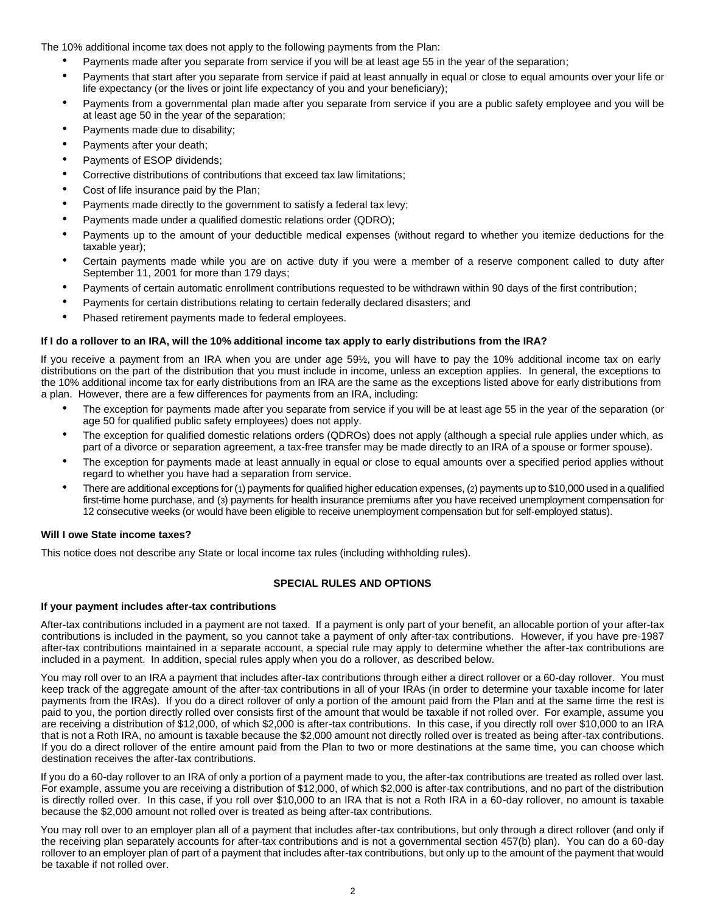The 10% additional income tax does not apply to the following payments from the Plan:

- Payments made after you separate from service if you will be at least age 55 in the year of the separation;
- Payments that start after you separate from service if paid at least annually in equal or close to equal amounts over your life or life expectancy (or the lives or joint life expectancy of you and your beneficiary);
- Payments from a governmental plan made after you separate from service if you are a public safety employee and you will be at least age 50 in the year of the separation;
- Payments made due to disability;
- Payments after your death;
- Payments of ESOP dividends;
- Corrective distributions of contributions that exceed tax law limitations;
- Cost of life insurance paid by the Plan;
- Payments made directly to the government to satisfy a federal tax levy;
- Payments made under a qualified domestic relations order (QDRO);
- Payments up to the amount of your deductible medical expenses (without regard to whether you itemize deductions for the taxable year);
- Certain payments made while you are on active duty if you were a member of a reserve component called to duty after September 11, 2001 for more than 179 days;
- Payments of certain automatic enrollment contributions requested to be withdrawn within 90 days of the first contribution;
- Payments for certain distributions relating to certain federally declared disasters; and
- Phased retirement payments made to federal employees.

**If I do a rollover to an IRA, will the 10% additional income tax apply to early distributions from the IRA?**

If you receive a payment from an IRA when you are under age 59½, you will have to pay the 10% additional income tax on early distributions on the part of the distribution that you must include in income, unless an exception applies. In general, the exceptions to the 10% additional income tax for early distributions from an IRA are the same as the exceptions listed above for early distributions from a plan. However, there are a few differences for payments from an IRA, including:

- The exception for payments made after you separate from service if you will be at least age 55 in the year of the separation (or age 50 for qualified public safety employees) does not apply.
- The exception for qualified domestic relations orders (QDROs) does not apply (although a special rule applies under which, as part of a divorce or separation agreement, a tax-free transfer may be made directly to an IRA of a spouse or former spouse).
- The exception for payments made at least annually in equal or close to equal amounts over a specified period applies without regard to whether you have had a separation from service.
- There are additional exceptions for (1) payments for qualified higher education expenses, (2) payments up to $10,000 used in a qualified first-time home purchase, and (3) payments for health insurance premiums after you have received unemployment compensation for 12 consecutive weeks (or would have been eligible to receive unemployment compensation but for self-employed status).

**Will I owe State income taxes?**

This notice does not describe any State or local income tax rules (including withholding rules).

## SPECIAL RULES AND OPTIONS

**If your payment includes after-tax contributions**

After-tax contributions included in a payment are not taxed. If a payment is only part of your benefit, an allocable portion of your after-tax contributions is included in the payment, so you cannot take a payment of only after-tax contributions. However, if you have pre-1987 after-tax contributions maintained in a separate account, a special rule may apply to determine whether the after-tax contributions are included in a payment. In addition, special rules apply when you do a rollover, as described below.

You may roll over to an IRA a payment that includes after-tax contributions through either a direct rollover or a 60-day rollover. You must keep track of the aggregate amount of the after-tax contributions in all of your IRAs (in order to determine your taxable income for later payments from the IRAs). If you do a direct rollover of only a portion of the amount paid from the Plan and at the same time the rest is paid to you, the portion directly rolled over consists first of the amount that would be taxable if not rolled over. For example, assume you are receiving a distribution of $12,000, of which $2,000 is after-tax contributions. In this case, if you directly roll over $10,000 to an IRA that is not a Roth IRA, no amount is taxable because the $2,000 amount not directly rolled over is treated as being after-tax contributions. If you do a direct rollover of the entire amount paid from the Plan to two or more destinations at the same time, you can choose which destination receives the after-tax contributions.

If you do a 60-day rollover to an IRA of only a portion of a payment made to you, the after-tax contributions are treated as rolled over last. For example, assume you are receiving a distribution of $12,000, of which $2,000 is after-tax contributions, and no part of the distribution is directly rolled over. In this case, if you roll over $10,000 to an IRA that is not a Roth IRA in a 60-day rollover, no amount is taxable because the $2,000 amount not rolled over is treated as being after-tax contributions.

You may roll over to an employer plan all of a payment that includes after-tax contributions, but only through a direct rollover (and only if the receiving plan separately accounts for after-tax contributions and is not a governmental section 457(b) plan). You can do a 60-day rollover to an employer plan of part of a payment that includes after-tax contributions, but only up to the amount of the payment that would be taxable if not rolled over.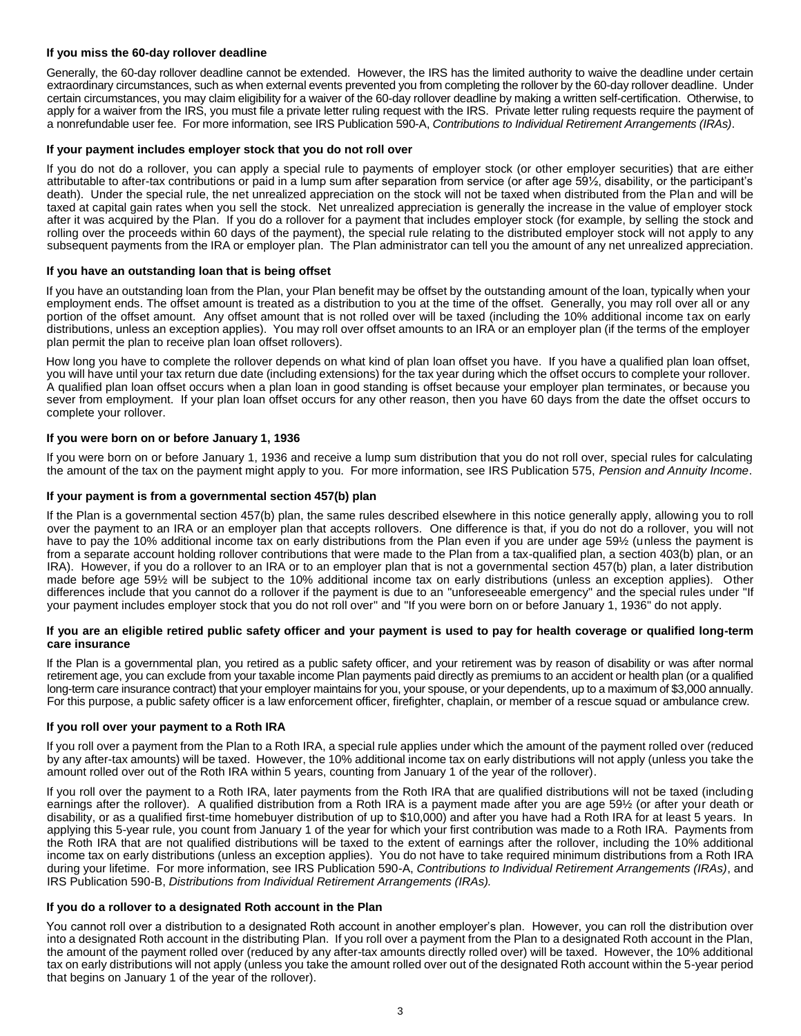#### If you miss the 60-day rollover deadline

Generally, the 60-day rollover deadline cannot be extended. However, the IRS has the limited authority to waive the deadline under certain extraordinary circumstances, such as when external events prevented you from completing the rollover by the 60-day rollover deadline. Under certain circumstances, you may claim eligibility for a waiver of the 60-day rollover deadline by making a written self-certification. Otherwise, to apply for a waiver from the IRS, you must file a private letter ruling request with the IRS. Private letter ruling requests require the payment of a nonrefundable user fee. For more information, see IRS Publication 590-A, *Contributions to Individual Retirement Arrangements (IRAs)*.

#### If your payment includes employer stock that you do not roll over

If you do not do a rollover, you can apply a special rule to payments of employer stock (or other employer securities) that are either attributable to after-tax contributions or paid in a lump sum after separation from service (or after age 59½, disability, or the participant's death). Under the special rule, the net unrealized appreciation on the stock will not be taxed when distributed from the Plan and will be taxed at capital gain rates when you sell the stock. Net unrealized appreciation is generally the increase in the value of employer stock after it was acquired by the Plan. If you do a rollover for a payment that includes employer stock (for example, by selling the stock and rolling over the proceeds within 60 days of the payment), the special rule relating to the distributed employer stock will not apply to any subsequent payments from the IRA or employer plan. The Plan administrator can tell you the amount of any net unrealized appreciation.

#### If you have an outstanding loan that is being offset

If you have an outstanding loan from the Plan, your Plan benefit may be offset by the outstanding amount of the loan, typically when your employment ends. The offset amount is treated as a distribution to you at the time of the offset. Generally, you may roll over all or any portion of the offset amount. Any offset amount that is not rolled over will be taxed (including the 10% additional income tax on early distributions, unless an exception applies). You may roll over offset amounts to an IRA or an employer plan (if the terms of the employer plan permit the plan to receive plan loan offset rollovers).

How long you have to complete the rollover depends on what kind of plan loan offset you have. If you have a qualified plan loan offset, you will have until your tax return due date (including extensions) for the tax year during which the offset occurs to complete your rollover. A qualified plan loan offset occurs when a plan loan in good standing is offset because your employer plan terminates, or because you sever from employment. If your plan loan offset occurs for any other reason, then you have 60 days from the date the offset occurs to complete your rollover.

#### If you were born on or before January 1, 1936

If you were born on or before January 1, 1936 and receive a lump sum distribution that you do not roll over, special rules for calculating the amount of the tax on the payment might apply to you. For more information, see IRS Publication 575, *Pension and Annuity Income*.

#### If your payment is from a governmental section 457(b) plan

If the Plan is a governmental section 457(b) plan, the same rules described elsewhere in this notice generally apply, allowing you to roll over the payment to an IRA or an employer plan that accepts rollovers. One difference is that, if you do not do a rollover, you will not have to pay the 10% additional income tax on early distributions from the Plan even if you are under age 59½ (unless the payment is from a separate account holding rollover contributions that were made to the Plan from a tax-qualified plan, a section 403(b) plan, or an IRA). However, if you do a rollover to an IRA or to an employer plan that is not a governmental section 457(b) plan, a later distribution made before age 59½ will be subject to the 10% additional income tax on early distributions (unless an exception applies). Other differences include that you cannot do a rollover if the payment is due to an "unforeseeable emergency" and the special rules under "If your payment includes employer stock that you do not roll over" and "If you were born on or before January 1, 1936" do not apply.

#### If you are an eligible retired public safety officer and your payment is used to pay for health coverage or qualified long-term care insurance

If the Plan is a governmental plan, you retired as a public safety officer, and your retirement was by reason of disability or was after normal retirement age, you can exclude from your taxable income Plan payments paid directly as premiums to an accident or health plan (or a qualified long-term care insurance contract) that your employer maintains for you, your spouse, or your dependents, up to a maximum of $3,000 annually. For this purpose, a public safety officer is a law enforcement officer, firefighter, chaplain, or member of a rescue squad or ambulance crew.

#### If you roll over your payment to a Roth IRA

If you roll over a payment from the Plan to a Roth IRA, a special rule applies under which the amount of the payment rolled over (reduced by any after-tax amounts) will be taxed. However, the 10% additional income tax on early distributions will not apply (unless you take the amount rolled over out of the Roth IRA within 5 years, counting from January 1 of the year of the rollover).

If you roll over the payment to a Roth IRA, later payments from the Roth IRA that are qualified distributions will not be taxed (including earnings after the rollover). A qualified distribution from a Roth IRA is a payment made after you are age 59½ (or after your death or disability, or as a qualified first-time homebuyer distribution of up to $10,000) and after you have had a Roth IRA for at least 5 years. In applying this 5-year rule, you count from January 1 of the year for which your first contribution was made to a Roth IRA. Payments from the Roth IRA that are not qualified distributions will be taxed to the extent of earnings after the rollover, including the 10% additional income tax on early distributions (unless an exception applies). You do not have to take required minimum distributions from a Roth IRA during your lifetime. For more information, see IRS Publication 590-A, *Contributions to Individual Retirement Arrangements (IRAs)*, and IRS Publication 590-B, *Distributions from Individual Retirement Arrangements (IRAs).*

#### If you do a rollover to a designated Roth account in the Plan

You cannot roll over a distribution to a designated Roth account in another employer's plan. However, you can roll the distribution over into a designated Roth account in the distributing Plan. If you roll over a payment from the Plan to a designated Roth account in the Plan, the amount of the payment rolled over (reduced by any after-tax amounts directly rolled over) will be taxed. However, the 10% additional tax on early distributions will not apply (unless you take the amount rolled over out of the designated Roth account within the 5-year period that begins on January 1 of the year of the rollover).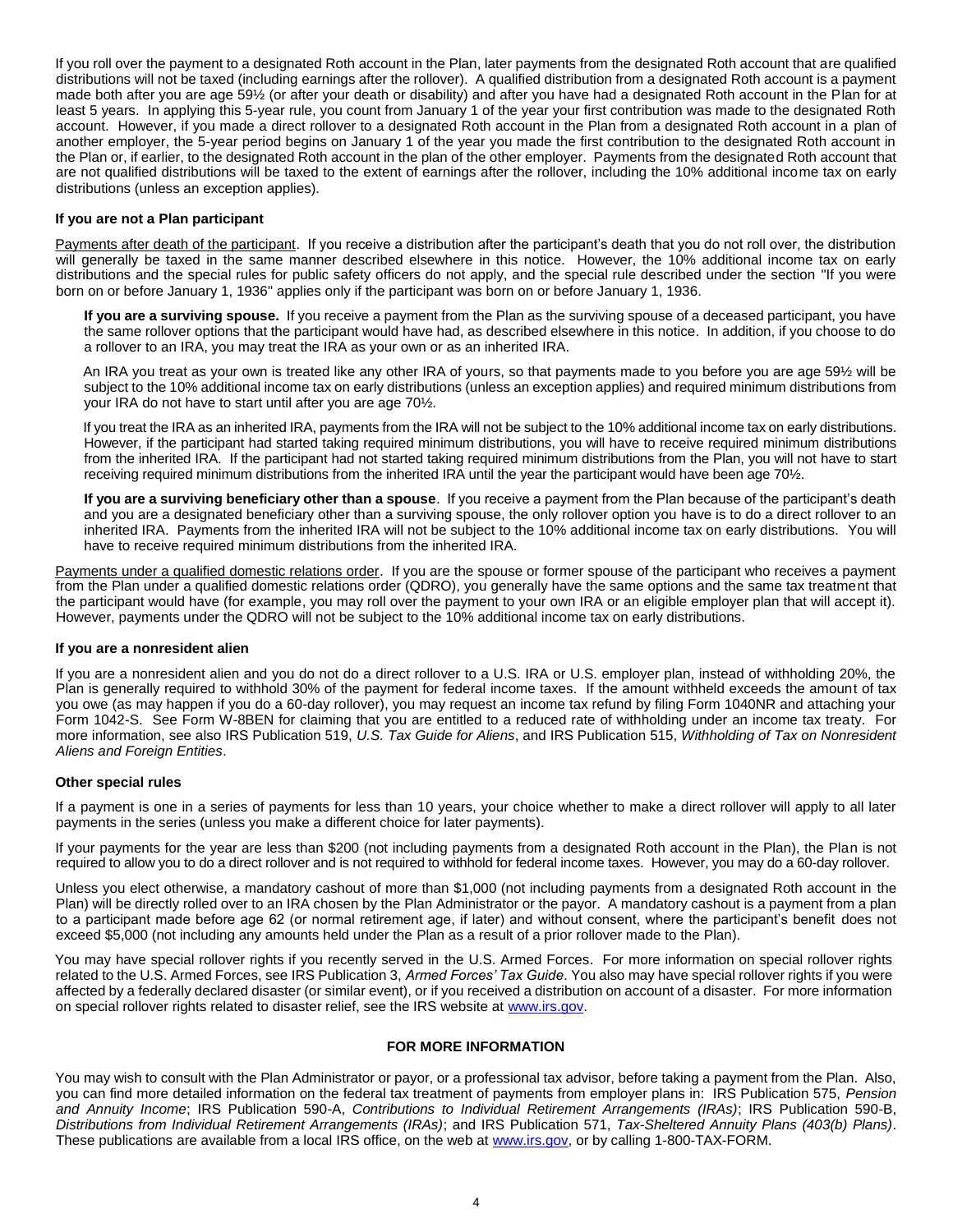If you roll over the payment to a designated Roth account in the Plan, later payments from the designated Roth account that are qualified distributions will not be taxed (including earnings after the rollover). A qualified distribution from a designated Roth account is a payment made both after you are age 59½ (or after your death or disability) and after you have had a designated Roth account in the Plan for at least 5 years. In applying this 5-year rule, you count from January 1 of the year your first contribution was made to the designated Roth account. However, if you made a direct rollover to a designated Roth account in the Plan from a designated Roth account in a plan of another employer, the 5-year period begins on January 1 of the year you made the first contribution to the designated Roth account in the Plan or, if earlier, to the designated Roth account in the plan of the other employer. Payments from the designated Roth account that are not qualified distributions will be taxed to the extent of earnings after the rollover, including the 10% additional income tax on early distributions (unless an exception applies).

#### If you are not a Plan participant

Payments after death of the participant. If you receive a distribution after the participant's death that you do not roll over, the distribution will generally be taxed in the same manner described elsewhere in this notice. However, the 10% additional income tax on early distributions and the special rules for public safety officers do not apply, and the special rule described under the section "If you were born on or before January 1, 1936" applies only if the participant was born on or before January 1, 1936.

**If you are a surviving spouse.** If you receive a payment from the Plan as the surviving spouse of a deceased participant, you have the same rollover options that the participant would have had, as described elsewhere in this notice. In addition, if you choose to do a rollover to an IRA, you may treat the IRA as your own or as an inherited IRA.

An IRA you treat as your own is treated like any other IRA of yours, so that payments made to you before you are age 59½ will be subject to the 10% additional income tax on early distributions (unless an exception applies) and required minimum distributions from your IRA do not have to start until after you are age 70½.

If you treat the IRA as an inherited IRA, payments from the IRA will not be subject to the 10% additional income tax on early distributions. However, if the participant had started taking required minimum distributions, you will have to receive required minimum distributions from the inherited IRA. If the participant had not started taking required minimum distributions from the Plan, you will not have to start receiving required minimum distributions from the inherited IRA until the year the participant would have been age 70½.

**If you are a surviving beneficiary other than a spouse**. If you receive a payment from the Plan because of the participant's death and you are a designated beneficiary other than a surviving spouse, the only rollover option you have is to do a direct rollover to an inherited IRA. Payments from the inherited IRA will not be subject to the 10% additional income tax on early distributions. You will have to receive required minimum distributions from the inherited IRA.

Payments under a qualified domestic relations order. If you are the spouse or former spouse of the participant who receives a payment from the Plan under a qualified domestic relations order (QDRO), you generally have the same options and the same tax treatment that the participant would have (for example, you may roll over the payment to your own IRA or an eligible employer plan that will accept it). However, payments under the QDRO will not be subject to the 10% additional income tax on early distributions.

#### If you are a nonresident alien

If you are a nonresident alien and you do not do a direct rollover to a U.S. IRA or U.S. employer plan, instead of withholding 20%, the Plan is generally required to withhold 30% of the payment for federal income taxes. If the amount withheld exceeds the amount of tax you owe (as may happen if you do a 60-day rollover), you may request an income tax refund by filing Form 1040NR and attaching your Form 1042-S. See Form W-8BEN for claiming that you are entitled to a reduced rate of withholding under an income tax treaty. For more information, see also IRS Publication 519, *U.S. Tax Guide for Aliens*, and IRS Publication 515, *Withholding of Tax on Nonresident Aliens and Foreign Entities*.

#### Other special rules

If a payment is one in a series of payments for less than 10 years, your choice whether to make a direct rollover will apply to all later payments in the series (unless you make a different choice for later payments).

If your payments for the year are less than $200 (not including payments from a designated Roth account in the Plan), the Plan is not required to allow you to do a direct rollover and is not required to withhold for federal income taxes. However, you may do a 60-day rollover.

Unless you elect otherwise, a mandatory cashout of more than $1,000 (not including payments from a designated Roth account in the Plan) will be directly rolled over to an IRA chosen by the Plan Administrator or the payor. A mandatory cashout is a payment from a plan to a participant made before age 62 (or normal retirement age, if later) and without consent, where the participant's benefit does not exceed $5,000 (not including any amounts held under the Plan as a result of a prior rollover made to the Plan).

You may have special rollover rights if you recently served in the U.S. Armed Forces. For more information on special rollover rights related to the U.S. Armed Forces, see IRS Publication 3, *Armed Forces' Tax Guide*. You also may have special rollover rights if you were affected by a federally declared disaster (or similar event), or if you received a distribution on account of a disaster. For more information on special rollover rights related to disaster relief, see the IRS website at www.irs.gov.

### FOR MORE INFORMATION

You may wish to consult with the Plan Administrator or payor, or a professional tax advisor, before taking a payment from the Plan. Also, you can find more detailed information on the federal tax treatment of payments from employer plans in: IRS Publication 575, *Pension and Annuity Income*; IRS Publication 590-A, *Contributions to Individual Retirement Arrangements (IRAs)*; IRS Publication 590-B, *Distributions from Individual Retirement Arrangements (IRAs)*; and IRS Publication 571, *Tax-Sheltered Annuity Plans (403(b) Plans)*. These publications are available from a local IRS office, on the web at www.irs.gov, or by calling 1-800-TAX-FORM.